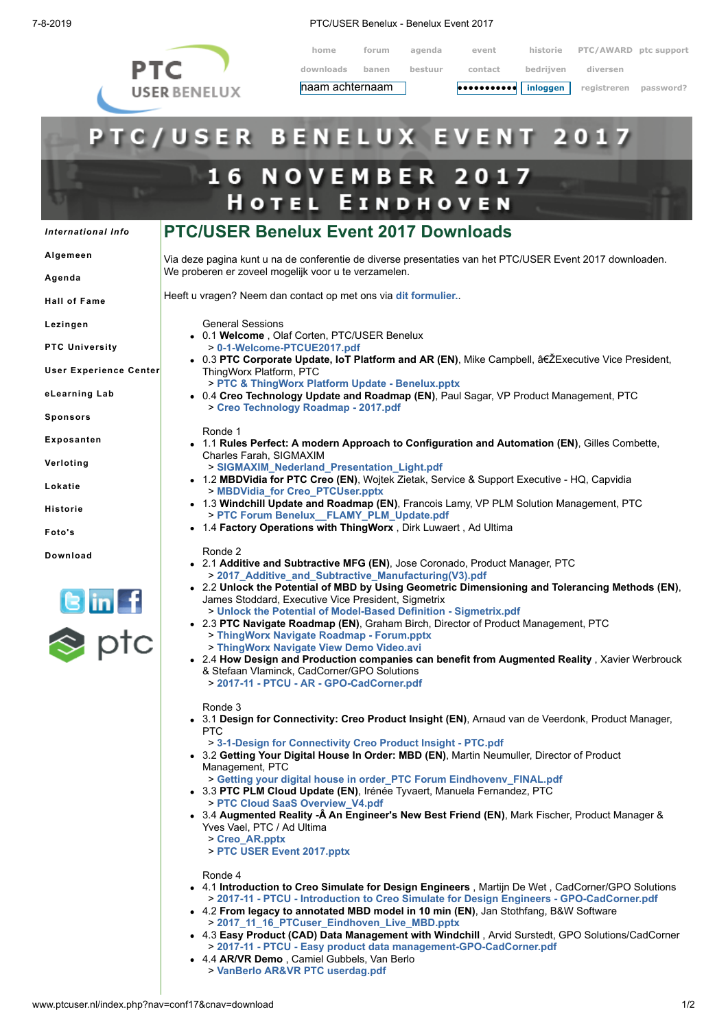PTC USER BENELUX

home forum agenda event historie PTC/AWARD ptc support
downloads banen bestuur contact bedrijven diversen
naam achternaam ••••••••••• inloggen registreren password?

# PTC/USER BENELUX EVENT 2017

## 16 NOVEMBER 2017
## HOTEL EINDHOVEN

*International Info*

- Algemeen
- Agenda
- Hall of Fame
- Lezingen
- PTC University
- User Experience Center
- eLearning Lab
- Sponsors
- Exposanten
- Verloting
- Lokatie
- Historie
- Foto's
- Download

## PTC/USER Benelux Event 2017 Downloads

Via deze pagina kunt u na de conferentie de diverse presentaties van het PTC/USER Event 2017 downloaden. We proberen er zoveel mogelijk voor u te verzamelen.

Heeft u vragen? Neem dan contact op met ons via dit formulier..

General Sessions

- 0.1 **Welcome** , Olaf Corten, PTC/USER Benelux
  > 0-1-Welcome-PTCUE2017.pdf
- 0.3 **PTC Corporate Update, IoT Platform and AR (EN)**, Mike Campbell, â€ŽExecutive Vice President, ThingWorx Platform, PTC
  > PTC & ThingWorx Platform Update - Benelux.pptx
- 0.4 **Creo Technology Update and Roadmap (EN)**, Paul Sagar, VP Product Management, PTC
  > Creo Technology Roadmap - 2017.pdf

Ronde 1

- 1.1 **Rules Perfect: A modern Approach to Configuration and Automation (EN)**, Gilles Combette, Charles Farah, SIGMAXIM
  > SIGMAXIM_Nederland_Presentation_Light.pdf
- 1.2 **MBDVidia for PTC Creo (EN)**, Wojtek Zietak, Service & Support Executive - HQ, Capvidia
  > MBDVidia_for Creo_PTCUser.pptx
- 1.3 **Windchill Update and Roadmap (EN)**, Francois Lamy, VP PLM Solution Management, PTC
  > PTC Forum Benelux__FLAMY_PLM_Update.pdf
- 1.4 **Factory Operations with ThingWorx** , Dirk Luwaert , Ad Ultima

Ronde 2

- 2.1 **Additive and Subtractive MFG (EN)**, Jose Coronado, Product Manager, PTC
  > 2017_Additive_and_Subtractive_Manufacturing(V3).pdf
- 2.2 **Unlock the Potential of MBD by Using Geometric Dimensioning and Tolerancing Methods (EN)**, James Stoddard, Executive Vice President, Sigmetrix
  > Unlock the Potential of Model-Based Definition - Sigmetrix.pdf
- 2.3 **PTC Navigate Roadmap (EN)**, Graham Birch, Director of Product Management, PTC
  > ThingWorx Navigate Roadmap - Forum.pptx
  > ThingWorx Navigate View Demo Video.avi
- 2.4 **How Design and Production companies can benefit from Augmented Reality** , Xavier Werbrouck & Stefaan Vlaminck, CadCorner/GPO Solutions
  > 2017-11 - PTCU - AR - GPO-CadCorner.pdf

Ronde 3

- 3.1 **Design for Connectivity: Creo Product Insight (EN)**, Arnaud van de Veerdonk, Product Manager, PTC
  > 3-1-Design for Connectivity Creo Product Insight - PTC.pdf
- 3.2 **Getting Your Digital House In Order: MBD (EN)**, Martin Neumuller, Director of Product Management, PTC
  > Getting your digital house in order_PTC Forum Eindhovenv_FINAL.pdf
- 3.3 **PTC PLM Cloud Update (EN)**, Irénée Tyvaert, Manuela Fernandez, PTC
  > PTC Cloud SaaS Overview_V4.pdf
- 3.4 **Augmented Reality -Â An Engineer's New Best Friend (EN)**, Mark Fischer, Product Manager & Yves Vael, PTC / Ad Ultima
  > Creo_AR.pptx
  > PTC USER Event 2017.pptx

Ronde 4

- 4.1 **Introduction to Creo Simulate for Design Engineers** , Martijn De Wet , CadCorner/GPO Solutions
  > 2017-11 - PTCU - Introduction to Creo Simulate for Design Engineers - GPO-CadCorner.pdf
- 4.2 **From legacy to annotated MBD model in 10 min (EN)**, Jan Stothfang, B&W Software
  > 2017_11_16_PTCuser_Eindhoven_Live_MBD.pptx
- 4.3 **Easy Product (CAD) Data Management with Windchill** , Arvid Surstedt, GPO Solutions/CadCorner
  > 2017-11 - PTCU - Easy product data management-GPO-CadCorner.pdf
- 4.4 **AR/VR Demo** , Camiel Gubbels, Van Berlo
  > VanBerlo AR&VR PTC userdag.pdf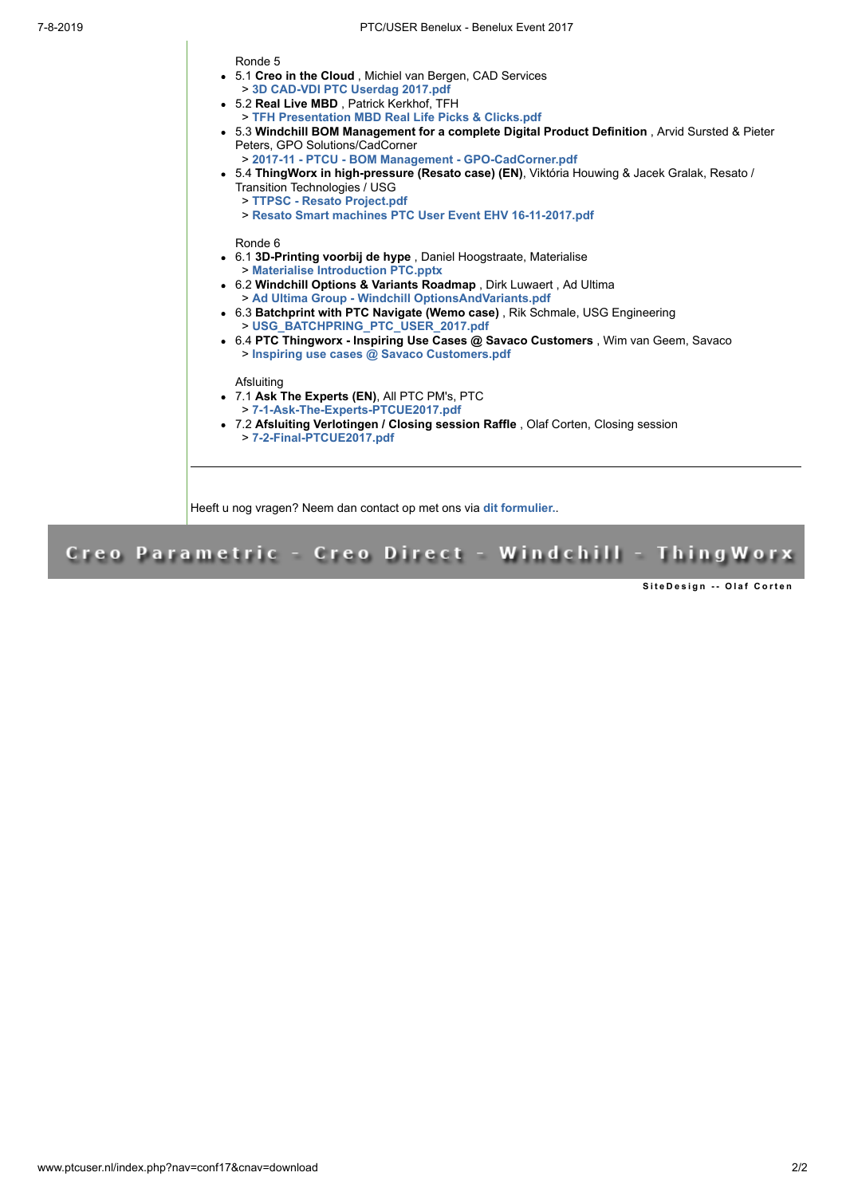Ronde 5

- 5.1 **Creo in the Cloud** , Michiel van Bergen, CAD Services
  > **3D CAD-VDI PTC Userdag 2017.pdf**
- 5.2 **Real Live MBD** , Patrick Kerkhof, TFH
  > **TFH Presentation MBD Real Life Picks & Clicks.pdf**
- 5.3 **Windchill BOM Management for a complete Digital Product Definition** , Arvid Sursted & Pieter Peters, GPO Solutions/CadCorner
  > **2017-11 - PTCU - BOM Management - GPO-CadCorner.pdf**
- 5.4 **ThingWorx in high-pressure (Resato case) (EN)**, Viktória Houwing & Jacek Gralak, Resato / Transition Technologies / USG
  > **TTPSC - Resato Project.pdf**
  > **Resato Smart machines PTC User Event EHV 16-11-2017.pdf**

Ronde 6

- 6.1 **3D-Printing voorbij de hype** , Daniel Hoogstraate, Materialise
  > **Materialise Introduction PTC.pptx**
- 6.2 **Windchill Options & Variants Roadmap** , Dirk Luwaert , Ad Ultima
  > **Ad Ultima Group - Windchill OptionsAndVariants.pdf**
- 6.3 **Batchprint with PTC Navigate (Wemo case)** , Rik Schmale, USG Engineering
  > **USG_BATCHPRING_PTC_USER_2017.pdf**
- 6.4 **PTC Thingworx - Inspiring Use Cases @ Savaco Customers** , Wim van Geem, Savaco
  > **Inspiring use cases @ Savaco Customers.pdf**

Afsluiting

- 7.1 **Ask The Experts (EN)**, All PTC PM's, PTC
  > **7-1-Ask-The-Experts-PTCUE2017.pdf**
- 7.2 **Afsluiting Verlotingen / Closing session Raffle** , Olaf Corten, Closing session
  > **7-2-Final-PTCUE2017.pdf**

---

Heeft u nog vragen? Neem dan contact op met ons via **dit formulier.**.

Creo Parametric - Creo Direct - Windchill - ThingWorx

SiteDesign -- Olaf Corten